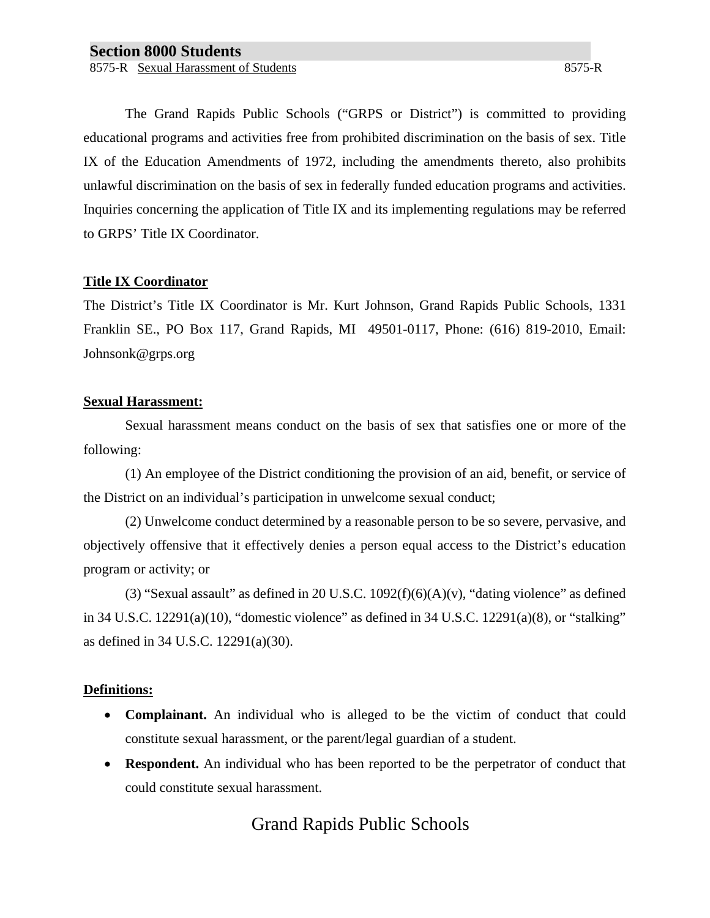# Section 8000 Students

## 8575-R Sexual Harassment of Students

The Grand Rapids Public Schools ("GRPS or District") is committed to providing educational programs and activities free from prohibited discrimination on the basis of sex. Title IX of the Education Amendments of 1972, including the amendments thereto, also prohibits unlawful discrimination on the basis of sex in federally funded education programs and activities. Inquiries concerning the application of Title IX and its implementing regulations may be referred to GRPS' Title IX Coordinator.

### Title IX Coordinator

The District's Title IX Coordinator is Mr. Kurt Johnson, Grand Rapids Public Schools, 1331 Franklin SE., PO Box 117, Grand Rapids, MI 49501-0117, Phone: (616) 819-2010, Email: Johnsonk@grps.org

### Sexual Harassment:

Sexual harassment means conduct on the basis of sex that satisfies one or more of the following:

(1) An employee of the District conditioning the provision of an aid, benefit, or service of the District on an individual's participation in unwelcome sexual conduct;

(2) Unwelcome conduct determined by a reasonable person to be so severe, pervasive, and objectively offensive that it effectively denies a person equal access to the District's education program or activity; or

(3) "Sexual assault" as defined in 20 U.S.C. 1092(f)(6)(A)(v), "dating violence" as defined in 34 U.S.C. 12291(a)(10), "domestic violence" as defined in 34 U.S.C. 12291(a)(8), or "stalking" as defined in 34 U.S.C. 12291(a)(30).

### Definitions:

- **Complainant.** An individual who is alleged to be the victim of conduct that could constitute sexual harassment, or the parent/legal guardian of a student.
- **Respondent.** An individual who has been reported to be the perpetrator of conduct that could constitute sexual harassment.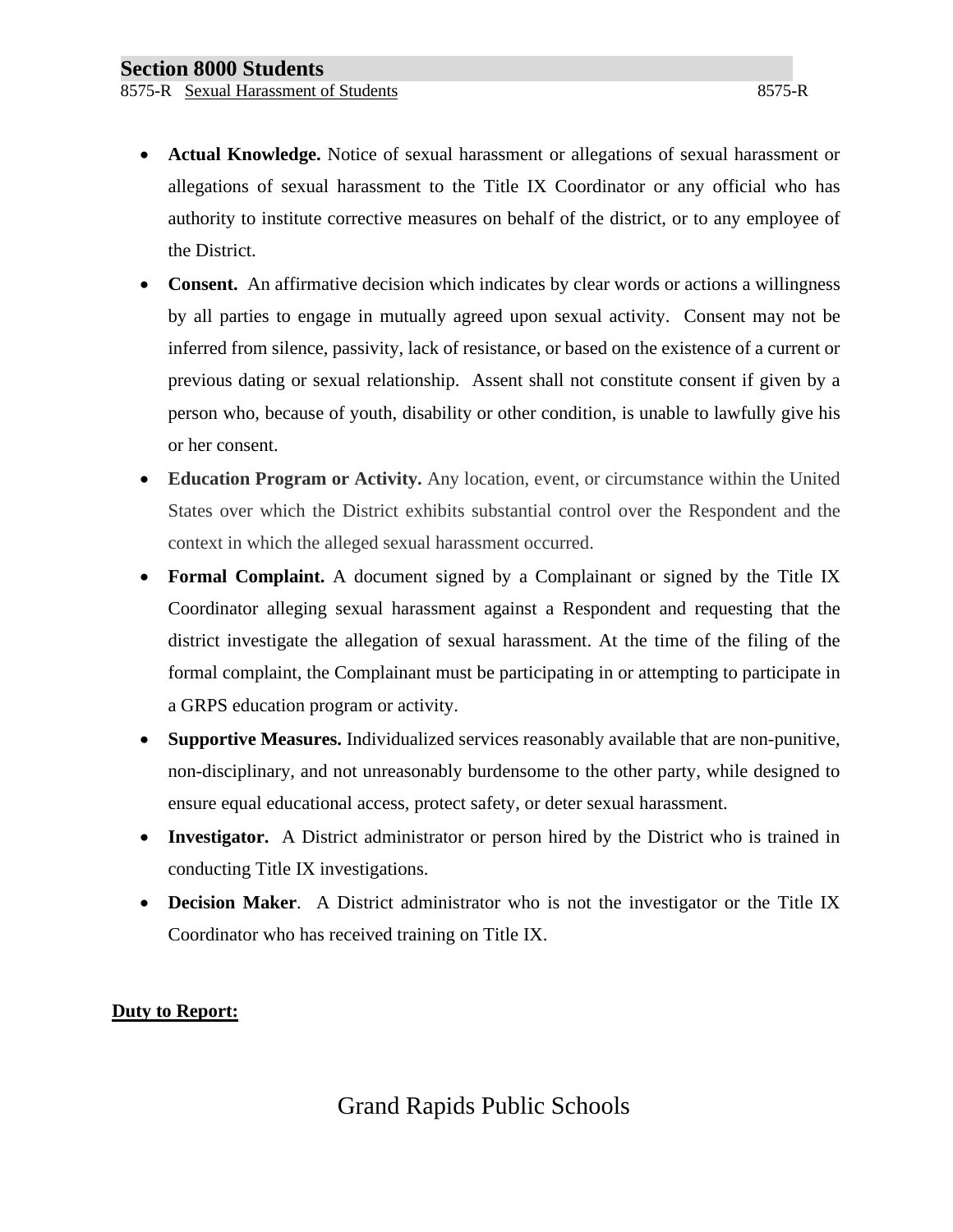- **Actual Knowledge.** Notice of sexual harassment or allegations of sexual harassment or allegations of sexual harassment to the Title IX Coordinator or any official who has authority to institute corrective measures on behalf of the district, or to any employee of the District.
- **Consent.** An affirmative decision which indicates by clear words or actions a willingness by all parties to engage in mutually agreed upon sexual activity. Consent may not be inferred from silence, passivity, lack of resistance, or based on the existence of a current or previous dating or sexual relationship. Assent shall not constitute consent if given by a person who, because of youth, disability or other condition, is unable to lawfully give his or her consent.
- **Education Program or Activity.** Any location, event, or circumstance within the United States over which the District exhibits substantial control over the Respondent and the context in which the alleged sexual harassment occurred.
- **Formal Complaint.** A document signed by a Complainant or signed by the Title IX Coordinator alleging sexual harassment against a Respondent and requesting that the district investigate the allegation of sexual harassment. At the time of the filing of the formal complaint, the Complainant must be participating in or attempting to participate in a GRPS education program or activity.
- **Supportive Measures.** Individualized services reasonably available that are non-punitive, non-disciplinary, and not unreasonably burdensome to the other party, while designed to ensure equal educational access, protect safety, or deter sexual harassment.
- **Investigator.** A District administrator or person hired by the District who is trained in conducting Title IX investigations.
- **Decision Maker**. A District administrator who is not the investigator or the Title IX Coordinator who has received training on Title IX.

**Duty to Report:**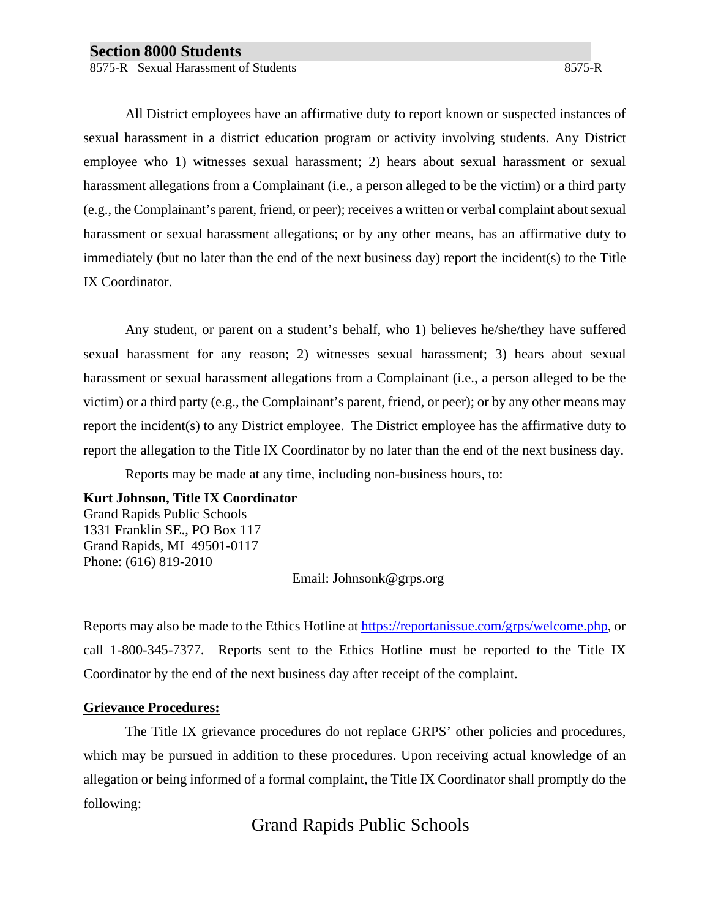All District employees have an affirmative duty to report known or suspected instances of sexual harassment in a district education program or activity involving students. Any District employee who 1) witnesses sexual harassment; 2) hears about sexual harassment or sexual harassment allegations from a Complainant (i.e., a person alleged to be the victim) or a third party (e.g., the Complainant's parent, friend, or peer); receives a written or verbal complaint about sexual harassment or sexual harassment allegations; or by any other means, has an affirmative duty to immediately (but no later than the end of the next business day) report the incident(s) to the Title IX Coordinator.

Any student, or parent on a student's behalf, who 1) believes he/she/they have suffered sexual harassment for any reason; 2) witnesses sexual harassment; 3) hears about sexual harassment or sexual harassment allegations from a Complainant (i.e., a person alleged to be the victim) or a third party (e.g., the Complainant's parent, friend, or peer); or by any other means may report the incident(s) to any District employee. The District employee has the affirmative duty to report the allegation to the Title IX Coordinator by no later than the end of the next business day.

Reports may be made at any time, including non-business hours, to:

**Kurt Johnson, Title IX Coordinator**
Grand Rapids Public Schools
1331 Franklin SE., PO Box 117
Grand Rapids, MI 49501-0117
Phone: (616) 819-2010
Email: Johnsonk@grps.org

Reports may also be made to the Ethics Hotline at https://reportanissue.com/grps/welcome.php, or call 1-800-345-7377. Reports sent to the Ethics Hotline must be reported to the Title IX Coordinator by the end of the next business day after receipt of the complaint.

**Grievance Procedures:**

The Title IX grievance procedures do not replace GRPS' other policies and procedures, which may be pursued in addition to these procedures. Upon receiving actual knowledge of an allegation or being informed of a formal complaint, the Title IX Coordinator shall promptly do the following: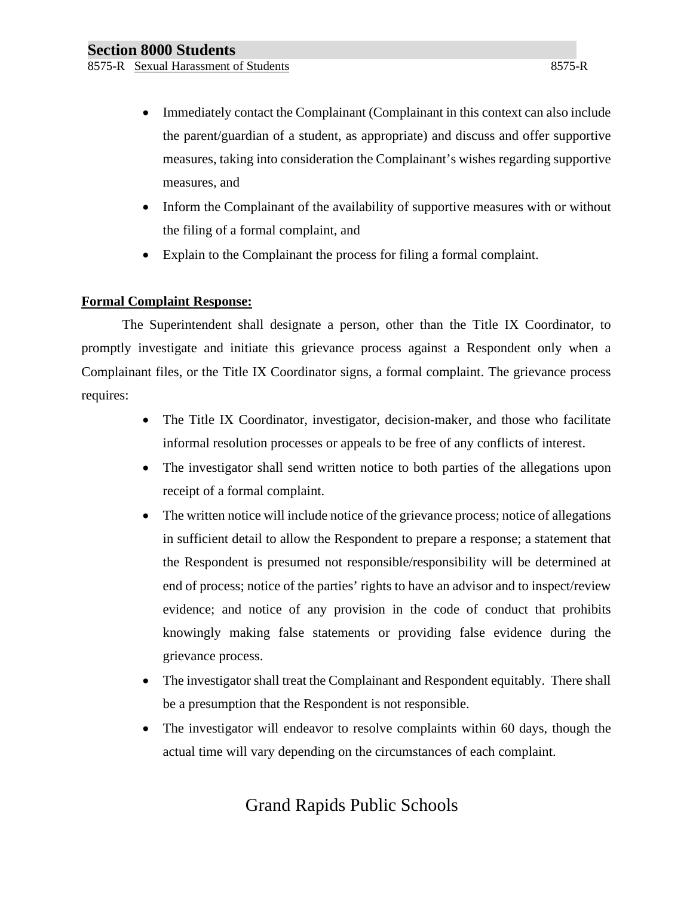- Immediately contact the Complainant (Complainant in this context can also include the parent/guardian of a student, as appropriate) and discuss and offer supportive measures, taking into consideration the Complainant's wishes regarding supportive measures, and
- Inform the Complainant of the availability of supportive measures with or without the filing of a formal complaint, and
- Explain to the Complainant the process for filing a formal complaint.

**Formal Complaint Response:**

The Superintendent shall designate a person, other than the Title IX Coordinator, to promptly investigate and initiate this grievance process against a Respondent only when a Complainant files, or the Title IX Coordinator signs, a formal complaint. The grievance process requires:

- The Title IX Coordinator, investigator, decision-maker, and those who facilitate informal resolution processes or appeals to be free of any conflicts of interest.
- The investigator shall send written notice to both parties of the allegations upon receipt of a formal complaint.
- The written notice will include notice of the grievance process; notice of allegations in sufficient detail to allow the Respondent to prepare a response; a statement that the Respondent is presumed not responsible/responsibility will be determined at end of process; notice of the parties' rights to have an advisor and to inspect/review evidence; and notice of any provision in the code of conduct that prohibits knowingly making false statements or providing false evidence during the grievance process.
- The investigator shall treat the Complainant and Respondent equitably. There shall be a presumption that the Respondent is not responsible.
- The investigator will endeavor to resolve complaints within 60 days, though the actual time will vary depending on the circumstances of each complaint.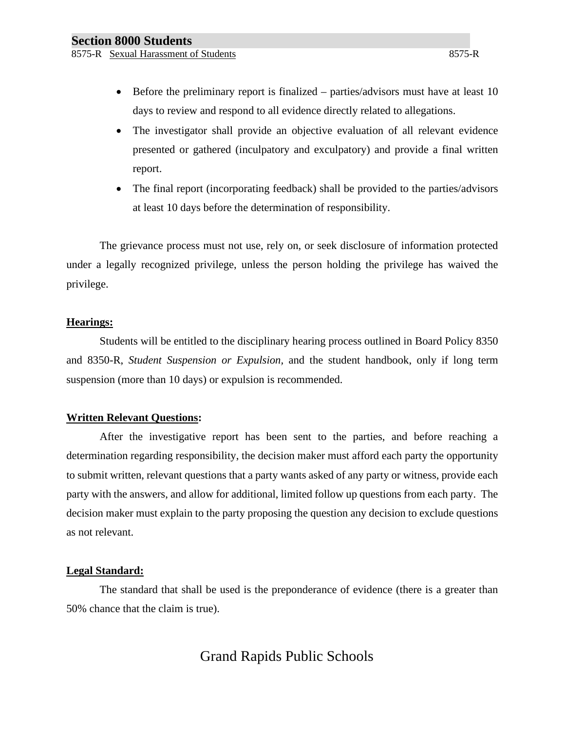- Before the preliminary report is finalized – parties/advisors must have at least 10 days to review and respond to all evidence directly related to allegations.
- The investigator shall provide an objective evaluation of all relevant evidence presented or gathered (inculpatory and exculpatory) and provide a final written report.
- The final report (incorporating feedback) shall be provided to the parties/advisors at least 10 days before the determination of responsibility.

The grievance process must not use, rely on, or seek disclosure of information protected under a legally recognized privilege, unless the person holding the privilege has waived the privilege.

**Hearings:**

Students will be entitled to the disciplinary hearing process outlined in Board Policy 8350 and 8350-R, *Student Suspension or Expulsion,* and the student handbook, only if long term suspension (more than 10 days) or expulsion is recommended.

**Written Relevant Questions:**

After the investigative report has been sent to the parties, and before reaching a determination regarding responsibility, the decision maker must afford each party the opportunity to submit written, relevant questions that a party wants asked of any party or witness, provide each party with the answers, and allow for additional, limited follow up questions from each party. The decision maker must explain to the party proposing the question any decision to exclude questions as not relevant.

**Legal Standard:**

The standard that shall be used is the preponderance of evidence (there is a greater than 50% chance that the claim is true).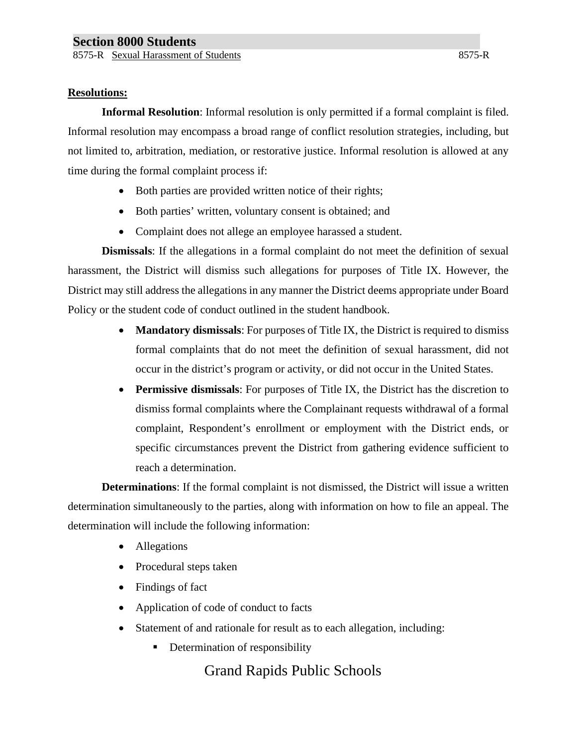**Resolutions:**

**Informal Resolution**: Informal resolution is only permitted if a formal complaint is filed. Informal resolution may encompass a broad range of conflict resolution strategies, including, but not limited to, arbitration, mediation, or restorative justice. Informal resolution is allowed at any time during the formal complaint process if:

- Both parties are provided written notice of their rights;
- Both parties' written, voluntary consent is obtained; and
- Complaint does not allege an employee harassed a student.

**Dismissals**: If the allegations in a formal complaint do not meet the definition of sexual harassment, the District will dismiss such allegations for purposes of Title IX. However, the District may still address the allegations in any manner the District deems appropriate under Board Policy or the student code of conduct outlined in the student handbook.

- **Mandatory dismissals**: For purposes of Title IX, the District is required to dismiss formal complaints that do not meet the definition of sexual harassment, did not occur in the district's program or activity, or did not occur in the United States.
- **Permissive dismissals**: For purposes of Title IX, the District has the discretion to dismiss formal complaints where the Complainant requests withdrawal of a formal complaint, Respondent's enrollment or employment with the District ends, or specific circumstances prevent the District from gathering evidence sufficient to reach a determination.

**Determinations**: If the formal complaint is not dismissed, the District will issue a written determination simultaneously to the parties, along with information on how to file an appeal. The determination will include the following information:

- Allegations
- Procedural steps taken
- Findings of fact
- Application of code of conduct to facts
- Statement of and rationale for result as to each allegation, including:
  - Determination of responsibility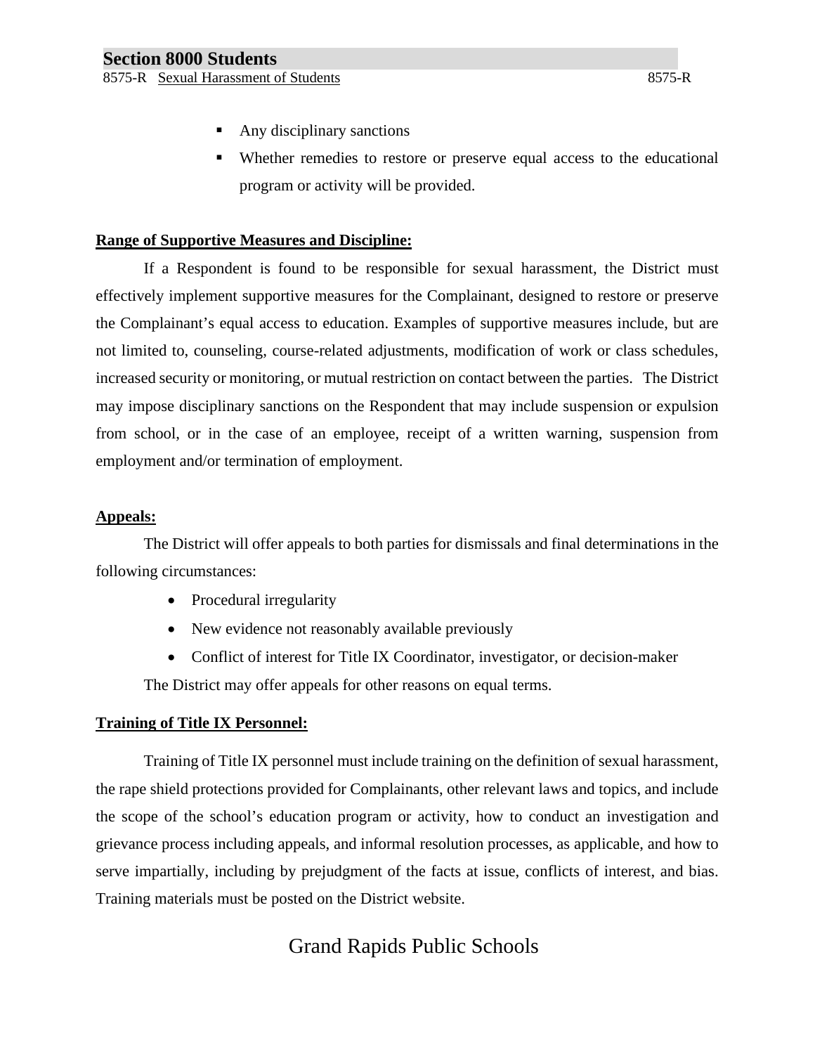- Any disciplinary sanctions
- Whether remedies to restore or preserve equal access to the educational program or activity will be provided.

**Range of Supportive Measures and Discipline:**

If a Respondent is found to be responsible for sexual harassment, the District must effectively implement supportive measures for the Complainant, designed to restore or preserve the Complainant's equal access to education. Examples of supportive measures include, but are not limited to, counseling, course-related adjustments, modification of work or class schedules, increased security or monitoring, or mutual restriction on contact between the parties. The District may impose disciplinary sanctions on the Respondent that may include suspension or expulsion from school, or in the case of an employee, receipt of a written warning, suspension from employment and/or termination of employment.

**Appeals:**

The District will offer appeals to both parties for dismissals and final determinations in the following circumstances:

- Procedural irregularity
- New evidence not reasonably available previously
- Conflict of interest for Title IX Coordinator, investigator, or decision-maker

The District may offer appeals for other reasons on equal terms.

**Training of Title IX Personnel:**

Training of Title IX personnel must include training on the definition of sexual harassment, the rape shield protections provided for Complainants, other relevant laws and topics, and include the scope of the school's education program or activity, how to conduct an investigation and grievance process including appeals, and informal resolution processes, as applicable, and how to serve impartially, including by prejudgment of the facts at issue, conflicts of interest, and bias. Training materials must be posted on the District website.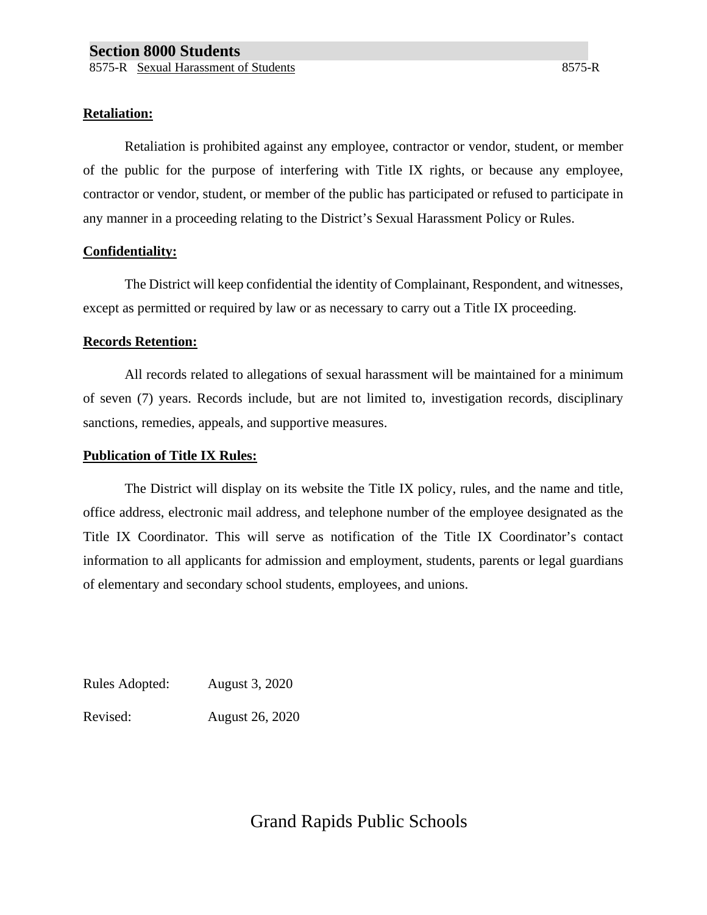**Retaliation:**

Retaliation is prohibited against any employee, contractor or vendor, student, or member of the public for the purpose of interfering with Title IX rights, or because any employee, contractor or vendor, student, or member of the public has participated or refused to participate in any manner in a proceeding relating to the District's Sexual Harassment Policy or Rules.

**Confidentiality:**

The District will keep confidential the identity of Complainant, Respondent, and witnesses, except as permitted or required by law or as necessary to carry out a Title IX proceeding.

**Records Retention:**

All records related to allegations of sexual harassment will be maintained for a minimum of seven (7) years. Records include, but are not limited to, investigation records, disciplinary sanctions, remedies, appeals, and supportive measures.

**Publication of Title IX Rules:**

The District will display on its website the Title IX policy, rules, and the name and title, office address, electronic mail address, and telephone number of the employee designated as the Title IX Coordinator. This will serve as notification of the Title IX Coordinator's contact information to all applicants for admission and employment, students, parents or legal guardians of elementary and secondary school students, employees, and unions.

Rules Adopted: August 3, 2020

Revised: August 26, 2020